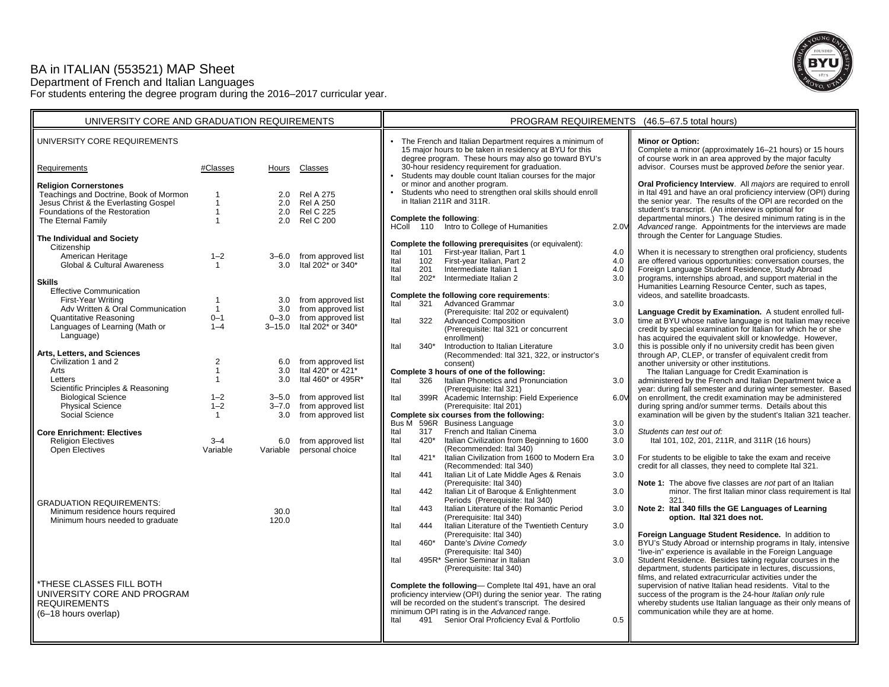# BA in ITALIAN (553521) MAP Sheet

Department of French and Italian Languages

For students entering the degree program during the 2016–2017 curricular year.

## UNIVERSITY CORE AND GRADUATION REQUIREMENTS

### UNIVERSITY CORE REQUIREMENTS

| Requirements | #Classes | Hours | Classes |
|---|---|---|---|
| **Religion Cornerstones** | | | |
| Teachings and Doctrine, Book of Mormon | 1 | 2.0 | Rel A 275 |
| Jesus Christ & the Everlasting Gospel | 1 | 2.0 | Rel A 250 |
| Foundations of the Restoration | 1 | 2.0 | Rel C 225 |
| The Eternal Family | 1 | 2.0 | Rel C 200 |
| **The Individual and Society** | | | |
| Citizenship | | | |
| American Heritage | 1–2 | 3–6.0 | from approved list |
| Global & Cultural Awareness | 1 | 3.0 | Ital 202* or 340* |
| **Skills** | | | |
| Effective Communication | | | |
| First-Year Writing | 1 | 3.0 | from approved list |
| Adv Written & Oral Communication | 1 | 3.0 | from approved list |
| Quantitative Reasoning | 0–1 | 0–3.0 | from approved list |
| Languages of Learning (Math or Language) | 1–4 | 3–15.0 | Ital 202* or 340* |
| **Arts, Letters, and Sciences** | | | |
| Civilization 1 and 2 | 2 | 6.0 | from approved list |
| Arts | 1 | 3.0 | Ital 420* or 421* |
| Letters | 1 | 3.0 | Ital 460* or 495R* |
| Scientific Principles & Reasoning | | | |
| Biological Science | 1–2 | 3–5.0 | from approved list |
| Physical Science | 1–2 | 3–7.0 | from approved list |
| Social Science | 1 | 3.0 | from approved list |
| **Core Enrichment: Electives** | | | |
| Religion Electives | 3–4 | 6.0 | from approved list |
| Open Electives | Variable | Variable | personal choice |

### GRADUATION REQUIREMENTS:

| | Hours |
|---|---|
| Minimum residence hours required | 30.0 |
| Minimum hours needed to graduate | 120.0 |

*THESE CLASSES FILL BOTH UNIVERSITY CORE AND PROGRAM REQUIREMENTS (6–18 hours overlap)

## PROGRAM REQUIREMENTS (46.5–67.5 total hours)

- The French and Italian Department requires a minimum of 15 major hours to be taken in residency at BYU for this degree program. These hours may also go toward BYU's 30-hour residency requirement for graduation.
- Students may double count Italian courses for the major or minor and another program.
- Students who need to strengthen oral skills should enroll in Italian 211R and 311R.

**Complete the following**:

| | | | |
|---|---|---|---|
| HColl | 110 | Intro to College of Humanities | 2.0V |

**Complete the following prerequisites** (or equivalent):

| | | | |
|---|---|---|---|
| Ital | 101 | First-year Italian, Part 1 | 4.0 |
| Ital | 102 | First-year Italian, Part 2 | 4.0 |
| Ital | 201 | Intermediate Italian 1 | 4.0 |
| Ital | 202* | Intermediate Italian 2 | 3.0 |

**Complete the following core requirements**:

| | | | |
|---|---|---|---|
| Ital | 321 | Advanced Grammar (Prerequisite: Ital 202 or equivalent) | 3.0 |
| Ital | 322 | Advanced Composition (Prerequisite: Ital 321 or concurrent enrollment) | 3.0 |
| Ital | 340* | Introduction to Italian Literature (Recommended: Ital 321, 322, or instructor's consent) | 3.0 |

**Complete 3 hours of one of the following:**

| | | | |
|---|---|---|---|
| Ital | 326 | Italian Phonetics and Pronunciation (Prerequisite: Ital 321) | 3.0 |
| Ital | 399R | Academic Internship: Field Experience (Prerequisite: Ital 201) | 6.0V |

**Complete six courses from the following:**

| | | | |
|---|---|---|---|
| Bus M | 596R | Business Language | 3.0 |
| Ital | 317 | French and Italian Cinema | 3.0 |
| Ital | 420* | Italian Civilization from Beginning to 1600 (Recommended: Ital 340) | 3.0 |
| Ital | 421* | Italian Civilization from 1600 to Modern Era (Recommended: Ital 340) | 3.0 |
| Ital | 441 | Italian Lit of Late Middle Ages & Renais (Prerequisite: Ital 340) | 3.0 |
| Ital | 442 | Italian Lit of Baroque & Enlightenment Periods (Prerequisite: Ital 340) | 3.0 |
| Ital | 443 | Italian Literature of the Romantic Period (Prerequisite: Ital 340) | 3.0 |
| Ital | 444 | Italian Literature of the Twentieth Century (Prerequisite: Ital 340) | 3.0 |
| Ital | 460* | Dante's *Divine Comedy* (Prerequisite: Ital 340) | 3.0 |
| Ital | 495R* | Senior Seminar in Italian (Prerequisite: Ital 340) | 3.0 |

**Complete the following**— Complete Ital 491, have an oral proficiency interview (OPI) during the senior year. The rating will be recorded on the student's transcript. The desired minimum OPI rating is in the *Advanced* range.

| | | | |
|---|---|---|---|
| Ital | 491 | Senior Oral Proficiency Eval & Portfolio | 0.5 |

**Minor or Option:**
Complete a minor (approximately 16–21 hours) or 15 hours of course work in an area approved by the major faculty advisor. Courses must be approved *before* the senior year.

**Oral Proficiency Interview**. All *majors* are required to enroll in Ital 491 and have an oral proficiency interview (OPI) during the senior year. The results of the OPI are recorded on the student's transcript. (An interview is optional for departmental minors.) The desired minimum rating is in the *Advanced* range. Appointments for the interviews are made through the Center for Language Studies.

When it is necessary to strengthen oral proficiency, students are offered various opportunities: conversation courses, the Foreign Language Student Residence, Study Abroad programs, internships abroad, and support material in the Humanities Learning Resource Center, such as tapes, videos, and satellite broadcasts.

**Language Credit by Examination.** A student enrolled full-time at BYU whose native language is not Italian may receive credit by special examination for Italian for which he or she has acquired the equivalent skill or knowledge. However, this is possible only if no university credit has been given through AP, CLEP, or transfer of equivalent credit from another university or other institutions.

The Italian Language for Credit Examination is administered by the French and Italian Department twice a year: during fall semester and during winter semester. Based on enrollment, the credit examination may be administered during spring and/or summer terms. Details about this examination will be given by the student's Italian 321 teacher.

*Students can test out of:*
Ital 101, 102, 201, 211R, and 311R (16 hours)

For students to be eligible to take the exam and receive credit for all classes, they need to complete Ital 321.

**Note 1:** The above five classes are *not* part of an Italian minor. The first Italian minor class requirement is Ital 321.

**Note 2: Ital 340 fills the GE Languages of Learning option. Ital 321 does not.**

**Foreign Language Student Residence.** In addition to BYU's Study Abroad or internship programs in Italy, intensive "live-in" experience is available in the Foreign Language Student Residence. Besides taking regular courses in the department, students participate in lectures, discussions, films, and related extracurricular activities under the supervision of native Italian head residents. Vital to the success of the program is the 24-hour *Italian only* rule whereby students use Italian language as their only means of communication while they are at home.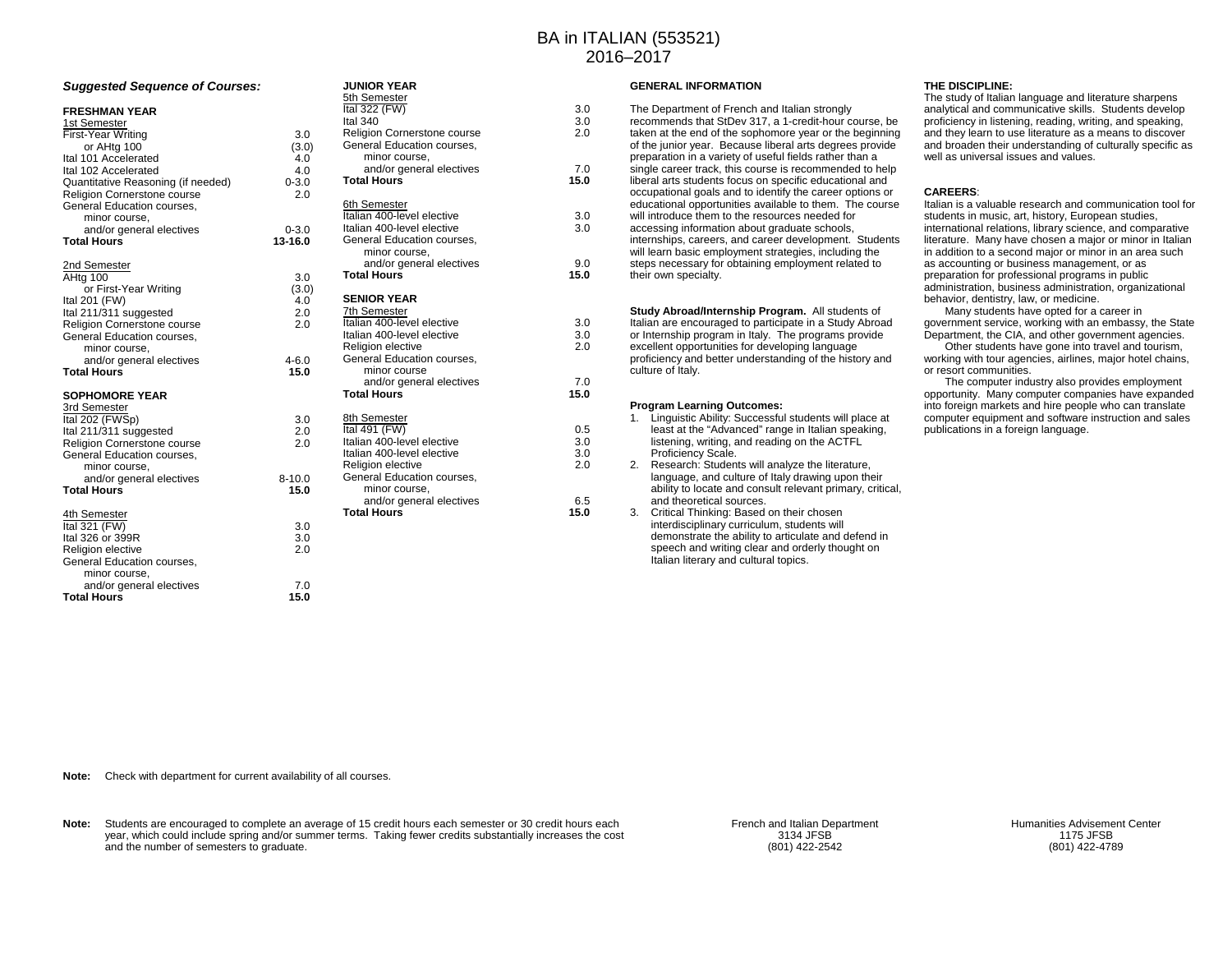# BA in ITALIAN (553521)
## 2016–2017

***Suggested Sequence of Courses:***

### FRESHMAN YEAR

1st Semester

| | |
|---|---|
| First-Year Writing | 3.0 |
| or AHtg 100 | (3.0) |
| Ital 101 Accelerated | 4.0 |
| Ital 102 Accelerated | 4.0 |
| Quantitative Reasoning (if needed) | 0-3.0 |
| Religion Cornerstone course | 2.0 |
| General Education courses, minor course, and/or general electives | 0-3.0 |
| **Total Hours** | **13-16.0** |

2nd Semester

| | |
|---|---|
| AHtg 100 | 3.0 |
| or First-Year Writing | (3.0) |
| Ital 201 (FW) | 4.0 |
| Ital 211/311 suggested | 2.0 |
| Religion Cornerstone course | 2.0 |
| General Education courses, minor course, and/or general electives | 4-6.0 |
| **Total Hours** | **15.0** |

### SOPHOMORE YEAR

3rd Semester

| | |
|---|---|
| Ital 202 (FWSp) | 3.0 |
| Ital 211/311 suggested | 2.0 |
| Religion Cornerstone course | 2.0 |
| General Education courses, minor course, and/or general electives | 8-10.0 |
| **Total Hours** | **15.0** |

4th Semester

| | |
|---|---|
| Ital 321 (FW) | 3.0 |
| Ital 326 or 399R | 3.0 |
| Religion elective | 2.0 |
| General Education courses, minor course, and/or general electives | 7.0 |
| **Total Hours** | **15.0** |

### JUNIOR YEAR

5th Semester

| | |
|---|---|
| Ital 322 (FW) | 3.0 |
| Ital 340 | 3.0 |
| Religion Cornerstone course | 2.0 |
| General Education courses, minor course, and/or general electives | 7.0 |
| **Total Hours** | **15.0** |

6th Semester

| | |
|---|---|
| Italian 400-level elective | 3.0 |
| Italian 400-level elective | 3.0 |
| General Education courses, minor course, and/or general electives | 9.0 |
| **Total Hours** | **15.0** |

### SENIOR YEAR

7th Semester

| | |
|---|---|
| Italian 400-level elective | 3.0 |
| Italian 400-level elective | 3.0 |
| Religion elective | 2.0 |
| General Education courses, minor course and/or general electives | 7.0 |
| **Total Hours** | **15.0** |

8th Semester

| | |
|---|---|
| Ital 491 (FW) | 0.5 |
| Italian 400-level elective | 3.0 |
| Italian 400-level elective | 3.0 |
| Religion elective | 2.0 |
| General Education courses, minor course, and/or general electives | 6.5 |
| **Total Hours** | **15.0** |

### GENERAL INFORMATION

The Department of French and Italian strongly recommends that StDev 317, a 1-credit-hour course, be taken at the end of the sophomore year or the beginning of the junior year. Because liberal arts degrees provide preparation in a variety of useful fields rather than a single career track, this course is recommended to help liberal arts students focus on specific educational and occupational goals and to identify the career options or educational opportunities available to them. The course will introduce them to the resources needed for accessing information about graduate schools, internships, careers, and career development. Students will learn basic employment strategies, including the steps necessary for obtaining employment related to their own specialty.

**Study Abroad/Internship Program.** All students of Italian are encouraged to participate in a Study Abroad or Internship program in Italy. The programs provide excellent opportunities for developing language proficiency and better understanding of the history and culture of Italy.

**Program Learning Outcomes:**

1. Linguistic Ability: Successful students will place at least at the "Advanced" range in Italian speaking, listening, writing, and reading on the ACTFL Proficiency Scale.
2. Research: Students will analyze the literature, language, and culture of Italy drawing upon their ability to locate and consult relevant primary, critical, and theoretical sources.
3. Critical Thinking: Based on their chosen interdisciplinary curriculum, students will demonstrate the ability to articulate and defend in speech and writing clear and orderly thought on Italian literary and cultural topics.

### THE DISCIPLINE:

The study of Italian language and literature sharpens analytical and communicative skills. Students develop proficiency in listening, reading, writing, and speaking, and they learn to use literature as a means to discover and broaden their understanding of culturally specific as well as universal issues and values.

### CAREERS:

Italian is a valuable research and communication tool for students in music, art, history, European studies, international relations, library science, and comparative literature. Many have chosen a major or minor in Italian in addition to a second major or minor in an area such as accounting or business management, or as preparation for professional programs in public administration, business administration, organizational behavior, dentistry, law, or medicine.

Many students have opted for a career in government service, working with an embassy, the State Department, the CIA, and other government agencies.

Other students have gone into travel and tourism, working with tour agencies, airlines, major hotel chains, or resort communities.

The computer industry also provides employment opportunity. Many computer companies have expanded into foreign markets and hire people who can translate computer equipment and software instruction and sales publications in a foreign language.

**Note:** Check with department for current availability of all courses.

**Note:** Students are encouraged to complete an average of 15 credit hours each semester or 30 credit hours each year, which could include spring and/or summer terms. Taking fewer credits substantially increases the cost and the number of semesters to graduate.

French and Italian Department
3134 JFSB
(801) 422-2542

Humanities Advisement Center
1175 JFSB
(801) 422-4789